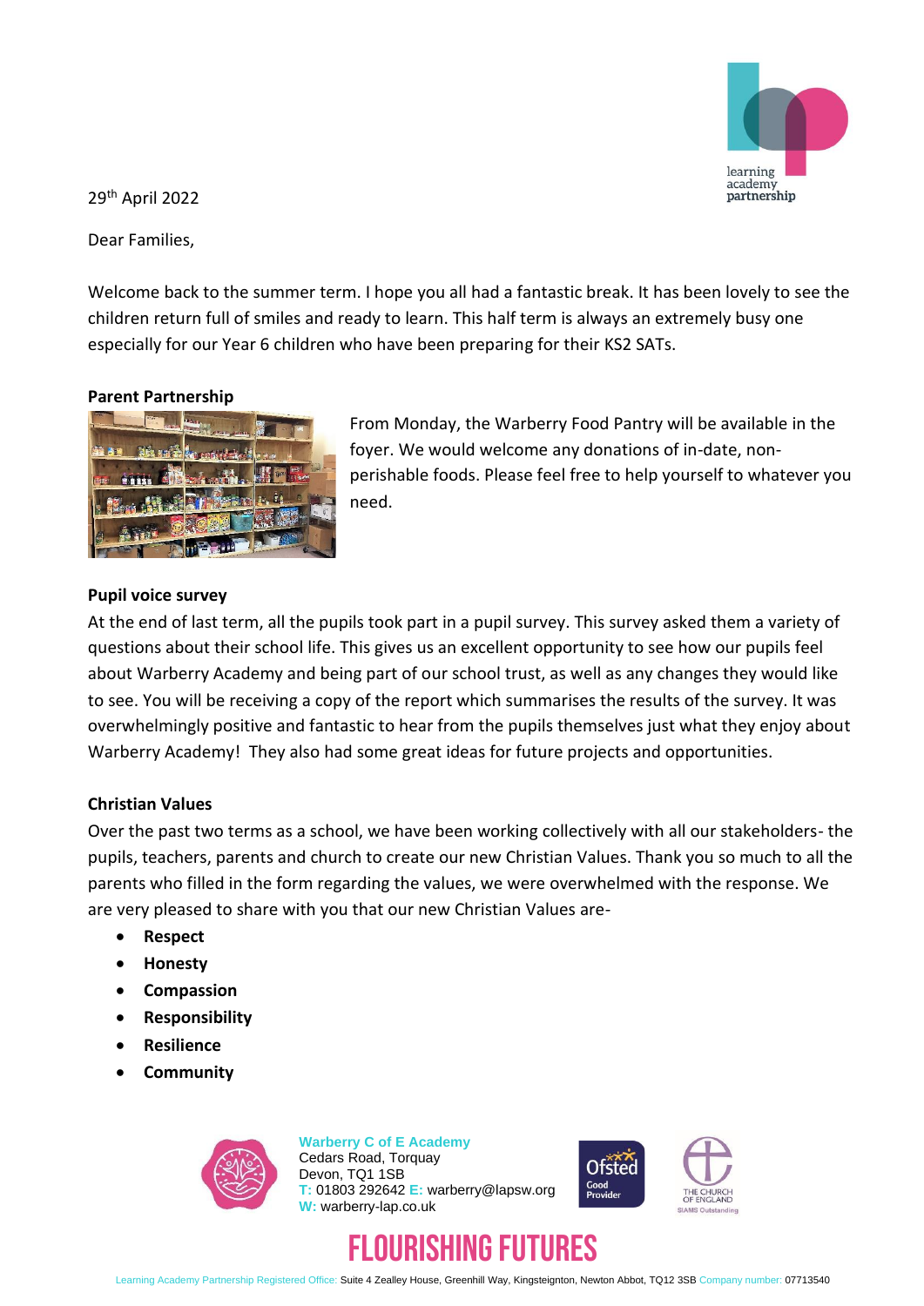29th April 2022

Dear Families,

Welcome back to the summer term. I hope you all had a fantastic break. It has been lovely to see the children return full of smiles and ready to learn. This half term is always an extremely busy one especially for our Year 6 children who have been preparing for their KS2 SATs.

**Parent Partnership**

From Monday, the Warberry Food Pantry will be available in the foyer. We would welcome any donations of in-date, non-perishable foods. Please feel free to help yourself to whatever you need.

**Pupil voice survey**

At the end of last term, all the pupils took part in a pupil survey. This survey asked them a variety of questions about their school life. This gives us an excellent opportunity to see how our pupils feel about Warberry Academy and being part of our school trust, as well as any changes they would like to see. You will be receiving a copy of the report which summarises the results of the survey. It was overwhelmingly positive and fantastic to hear from the pupils themselves just what they enjoy about Warberry Academy! They also had some great ideas for future projects and opportunities.

**Christian Values**

Over the past two terms as a school, we have been working collectively with all our stakeholders- the pupils, teachers, parents and church to create our new Christian Values. Thank you so much to all the parents who filled in the form regarding the values, we were overwhelmed with the response. We are very pleased to share with you that our new Christian Values are-

- **Respect**
- **Honesty**
- **Compassion**
- **Responsibility**
- **Resilience**
- **Community**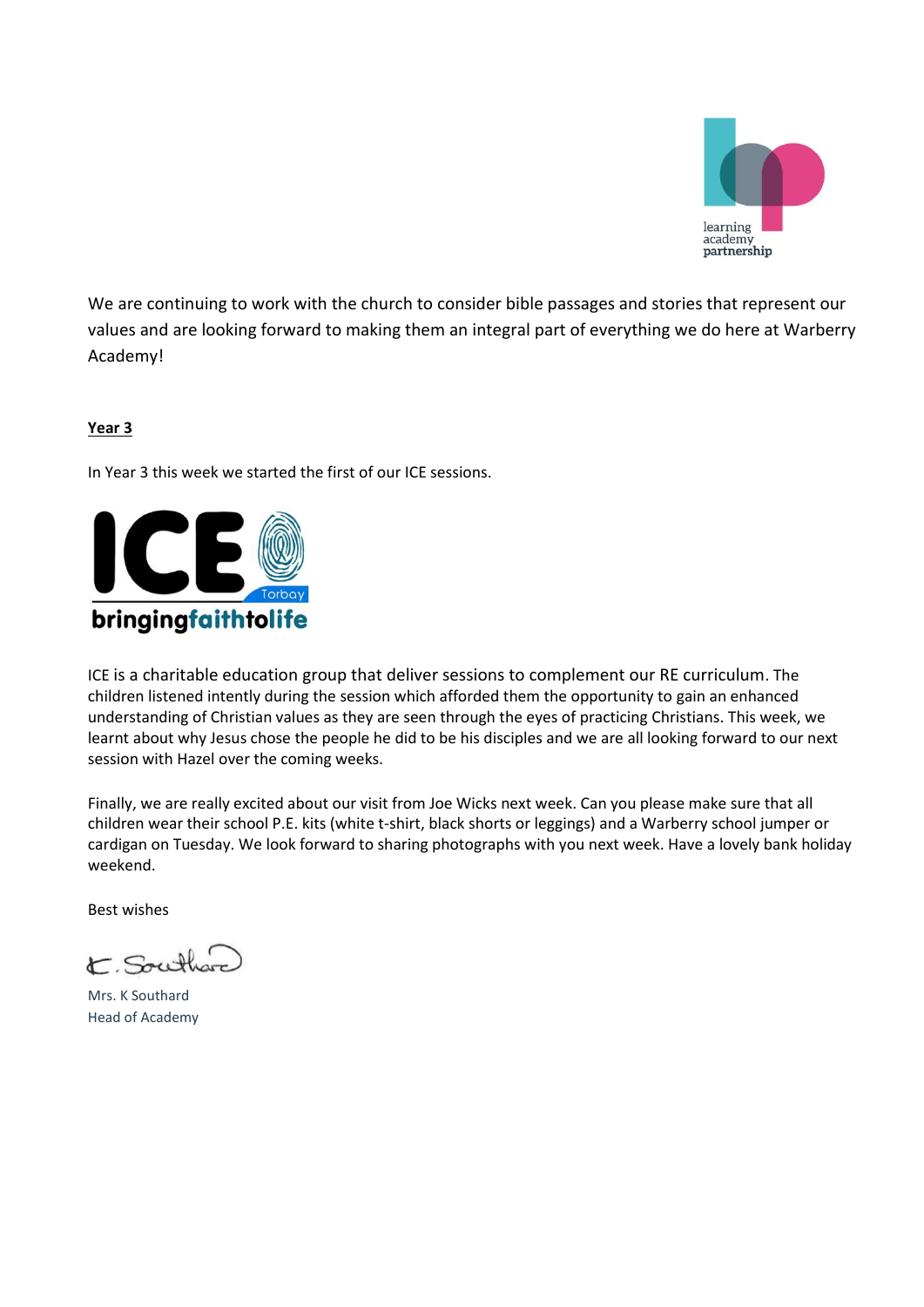We are continuing to work with the church to consider bible passages and stories that represent our values and are looking forward to making them an integral part of everything we do here at Warberry Academy!

**Year 3**

In Year 3 this week we started the first of our ICE sessions.

ICE is a charitable education group that deliver sessions to complement our RE curriculum. The children listened intently during the session which afforded them the opportunity to gain an enhanced understanding of Christian values as they are seen through the eyes of practicing Christians. This week, we learnt about why Jesus chose the people he did to be his disciples and we are all looking forward to our next session with Hazel over the coming weeks.

Finally, we are really excited about our visit from Joe Wicks next week. Can you please make sure that all children wear their school P.E. kits (white t-shirt, black shorts or leggings) and a Warberry school jumper or cardigan on Tuesday. We look forward to sharing photographs with you next week. Have a lovely bank holiday weekend.

Best wishes

K. Southard

Mrs. K Southard
Head of Academy